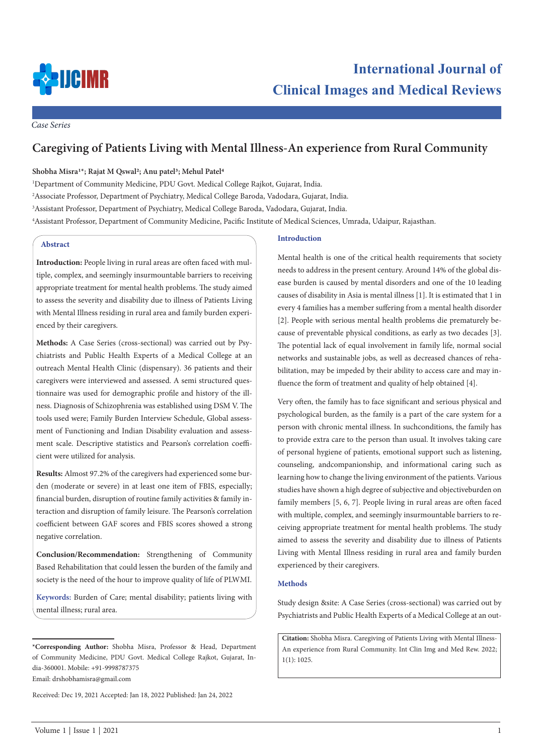*Case Series*

# Caregiving of Patients Living with Mental Illness-An experience from Rural Community

**Shobha Misra[1]*; Rajat M Qswal[2]; Anu patel[3]; Mehul Patel[4]**

[1]Department of Community Medicine, PDU Govt. Medical College Rajkot, Gujarat, India.

[2]Associate Professor, Department of Psychiatry, Medical College Baroda, Vadodara, Gujarat, India.

[3]Assistant Professor, Department of Psychiatry, Medical College Baroda, Vadodara, Gujarat, India.

[4]Assistant Professor, Department of Community Medicine, Pacific Institute of Medical Sciences, Umrada, Udaipur, Rajasthan.

## Abstract

**Introduction:** People living in rural areas are often faced with multiple, complex, and seemingly insurmountable barriers to receiving appropriate treatment for mental health problems. The study aimed to assess the severity and disability due to illness of Patients Living with Mental Illness residing in rural area and family burden experienced by their caregivers.

**Methods:** A Case Series (cross-sectional) was carried out by Psychiatrists and Public Health Experts of a Medical College at an outreach Mental Health Clinic (dispensary). 36 patients and their caregivers were interviewed and assessed. A semi structured questionnaire was used for demographic profile and history of the illness. Diagnosis of Schizophrenia was established using DSM V. The tools used were; Family Burden Interview Schedule, Global assessment of Functioning and Indian Disability evaluation and assessment scale. Descriptive statistics and Pearson's correlation coefficient were utilized for analysis.

**Results:** Almost 97.2% of the caregivers had experienced some burden (moderate or severe) in at least one item of FBIS, especially; financial burden, disruption of routine family activities & family interaction and disruption of family leisure. The Pearson's correlation coefficient between GAF scores and FBIS scores showed a strong negative correlation.

**Conclusion/Recommendation:** Strengthening of Community Based Rehabilitation that could lessen the burden of the family and society is the need of the hour to improve quality of life of PLWMI.

**Keywords:** Burden of Care; mental disability; patients living with mental illness; rural area.

***Corresponding Author:** Shobha Misra, Professor & Head, Department of Community Medicine, PDU Govt. Medical College Rajkot, Gujarat, India-360001. Mobile: +91-9998787375

Email: drshobhamisra@gmail.com

Received: Dec 19, 2021 Accepted: Jan 18, 2022 Published: Jan 24, 2022

## Introduction

Mental health is one of the critical health requirements that society needs to address in the present century. Around 14% of the global disease burden is caused by mental disorders and one of the 10 leading causes of disability in Asia is mental illness [1]. It is estimated that 1 in every 4 families has a member suffering from a mental health disorder [2]. People with serious mental health problems die prematurely because of preventable physical conditions, as early as two decades [3]. The potential lack of equal involvement in family life, normal social networks and sustainable jobs, as well as decreased chances of rehabilitation, may be impeded by their ability to access care and may influence the form of treatment and quality of help obtained [4].

Very often, the family has to face significant and serious physical and psychological burden, as the family is a part of the care system for a person with chronic mental illness. In suchconditions, the family has to provide extra care to the person than usual. It involves taking care of personal hygiene of patients, emotional support such as listening, counseling, andcompanionship, and informational caring such as learning how to change the living environment of the patients. Various studies have shown a high degree of subjective and objectiveburden on family members [5, 6, 7]. People living in rural areas are often faced with multiple, complex, and seemingly insurmountable barriers to receiving appropriate treatment for mental health problems. The study aimed to assess the severity and disability due to illness of Patients Living with Mental Illness residing in rural area and family burden experienced by their caregivers.

## Methods

Study design &site: A Case Series (cross-sectional) was carried out by Psychiatrists and Public Health Experts of a Medical College at an out-

**Citation:** Shobha Misra. Caregiving of Patients Living with Mental Illness-An experience from Rural Community. Int Clin Img and Med Rew. 2022; 1(1): 1025.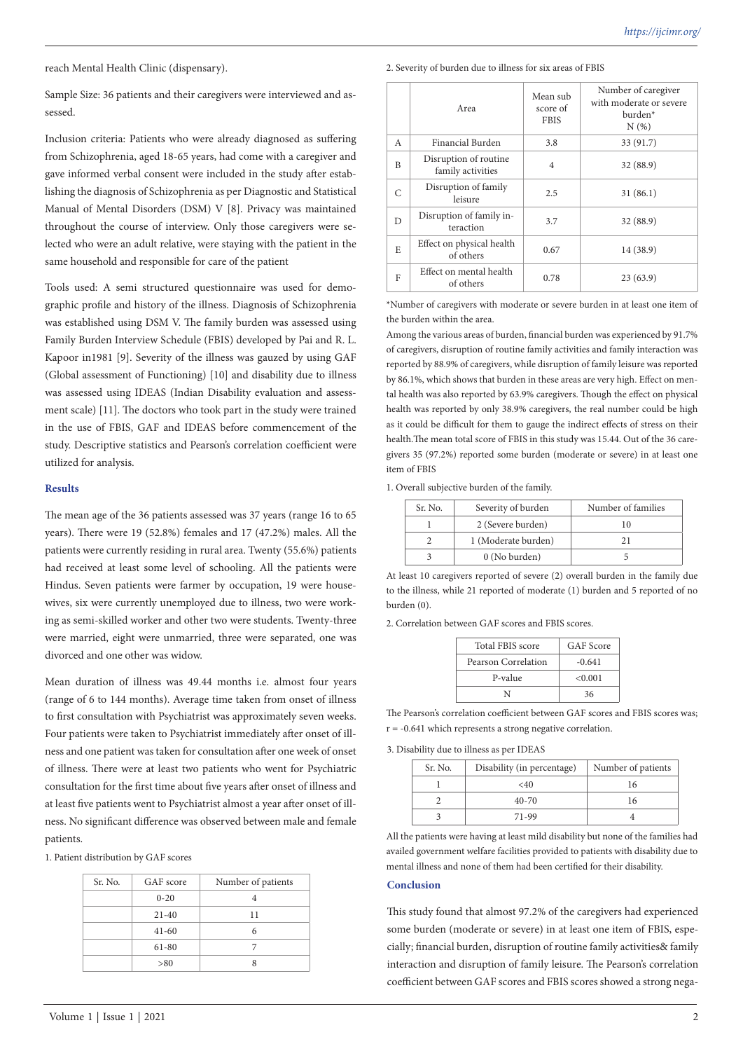reach Mental Health Clinic (dispensary).

Sample Size: 36 patients and their caregivers were interviewed and assessed.

Inclusion criteria: Patients who were already diagnosed as suffering from Schizophrenia, aged 18-65 years, had come with a caregiver and gave informed verbal consent were included in the study after establishing the diagnosis of Schizophrenia as per Diagnostic and Statistical Manual of Mental Disorders (DSM) V [8]. Privacy was maintained throughout the course of interview. Only those caregivers were selected who were an adult relative, were staying with the patient in the same household and responsible for care of the patient

Tools used: A semi structured questionnaire was used for demographic profile and history of the illness. Diagnosis of Schizophrenia was established using DSM V. The family burden was assessed using Family Burden Interview Schedule (FBIS) developed by Pai and R. L. Kapoor in1981 [9]. Severity of the illness was gauzed by using GAF (Global assessment of Functioning) [10] and disability due to illness was assessed using IDEAS (Indian Disability evaluation and assessment scale) [11]. The doctors who took part in the study were trained in the use of FBIS, GAF and IDEAS before commencement of the study. Descriptive statistics and Pearson's correlation coefficient were utilized for analysis.

## Results

The mean age of the 36 patients assessed was 37 years (range 16 to 65 years). There were 19 (52.8%) females and 17 (47.2%) males. All the patients were currently residing in rural area. Twenty (55.6%) patients had received at least some level of schooling. All the patients were Hindus. Seven patients were farmer by occupation, 19 were housewives, six were currently unemployed due to illness, two were working as semi-skilled worker and other two were students. Twenty-three were married, eight were unmarried, three were separated, one was divorced and one other was widow.

Mean duration of illness was 49.44 months i.e. almost four years (range of 6 to 144 months). Average time taken from onset of illness to first consultation with Psychiatrist was approximately seven weeks. Four patients were taken to Psychiatrist immediately after onset of illness and one patient was taken for consultation after one week of onset of illness. There were at least two patients who went for Psychiatric consultation for the first time about five years after onset of illness and at least five patients went to Psychiatrist almost a year after onset of illness. No significant difference was observed between male and female patients.

1. Patient distribution by GAF scores

| Sr. No. | GAF score | Number of patients |
|---|---|---|
| | 0-20 | 4 |
| | 21-40 | 11 |
| | 41-60 | 6 |
| | 61-80 | 7 |
| | >80 | 8 |

2. Severity of burden due to illness for six areas of FBIS

| | Area | Mean sub score of FBIS | Number of caregiver with moderate or severe burden* N (%) |
|---|---|---|---|
| A | Financial Burden | 3.8 | 33 (91.7) |
| B | Disruption of routine family activities | 4 | 32 (88.9) |
| C | Disruption of family leisure | 2.5 | 31 (86.1) |
| D | Disruption of family interaction | 3.7 | 32 (88.9) |
| E | Effect on physical health of others | 0.67 | 14 (38.9) |
| F | Effect on mental health of others | 0.78 | 23 (63.9) |

*Number of caregivers with moderate or severe burden in at least one item of the burden within the area.

Among the various areas of burden, financial burden was experienced by 91.7% of caregivers, disruption of routine family activities and family interaction was reported by 88.9% of caregivers, while disruption of family leisure was reported by 86.1%, which shows that burden in these areas are very high. Effect on mental health was also reported by 63.9% caregivers. Though the effect on physical health was reported by only 38.9% caregivers, the real number could be high as it could be difficult for them to gauge the indirect effects of stress on their health.The mean total score of FBIS in this study was 15.44. Out of the 36 caregivers 35 (97.2%) reported some burden (moderate or severe) in at least one item of FBIS

1. Overall subjective burden of the family.

| Sr. No. | Severity of burden | Number of families |
|---|---|---|
| 1 | 2 (Severe burden) | 10 |
| 2 | 1 (Moderate burden) | 21 |
| 3 | 0 (No burden) | 5 |

At least 10 caregivers reported of severe (2) overall burden in the family due to the illness, while 21 reported of moderate (1) burden and 5 reported of no burden (0).

2. Correlation between GAF scores and FBIS scores.

| Total FBIS score | GAF Score |
|---|---|
| Pearson Correlation | -0.641 |
| P-value | <0.001 |
| N | 36 |

The Pearson's correlation coefficient between GAF scores and FBIS scores was; r = -0.641 which represents a strong negative correlation.

3. Disability due to illness as per IDEAS

| Sr. No. | Disability (in percentage) | Number of patients |
|---|---|---|
| 1 | <40 | 16 |
| 2 | 40-70 | 16 |
| 3 | 71-99 | 4 |

All the patients were having at least mild disability but none of the families had availed government welfare facilities provided to patients with disability due to mental illness and none of them had been certified for their disability.

## Conclusion

This study found that almost 97.2% of the caregivers had experienced some burden (moderate or severe) in at least one item of FBIS, especially; financial burden, disruption of routine family activities& family interaction and disruption of family leisure. The Pearson's correlation coefficient between GAF scores and FBIS scores showed a strong nega-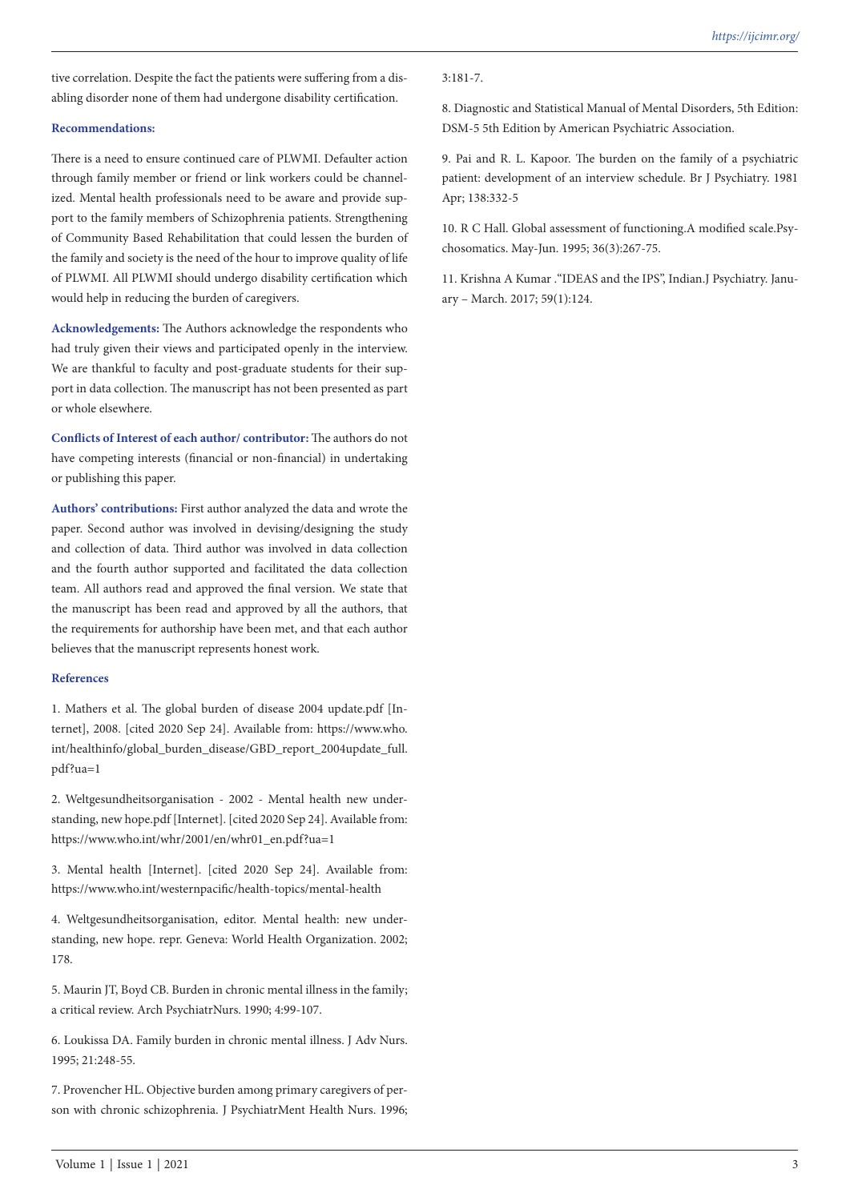tive correlation. Despite the fact the patients were suffering from a disabling disorder none of them had undergone disability certification.

**Recommendations:**

There is a need to ensure continued care of PLWMI. Defaulter action through family member or friend or link workers could be channelized. Mental health professionals need to be aware and provide support to the family members of Schizophrenia patients. Strengthening of Community Based Rehabilitation that could lessen the burden of the family and society is the need of the hour to improve quality of life of PLWMI. All PLWMI should undergo disability certification which would help in reducing the burden of caregivers.

**Acknowledgements:** The Authors acknowledge the respondents who had truly given their views and participated openly in the interview. We are thankful to faculty and post-graduate students for their support in data collection. The manuscript has not been presented as part or whole elsewhere.

**Conflicts of Interest of each author/ contributor:** The authors do not have competing interests (financial or non-financial) in undertaking or publishing this paper.

**Authors' contributions:** First author analyzed the data and wrote the paper. Second author was involved in devising/designing the study and collection of data. Third author was involved in data collection and the fourth author supported and facilitated the data collection team. All authors read and approved the final version. We state that the manuscript has been read and approved by all the authors, that the requirements for authorship have been met, and that each author believes that the manuscript represents honest work.

**References**

1. Mathers et al. The global burden of disease 2004 update.pdf [Internet], 2008. [cited 2020 Sep 24]. Available from: https://www.who.int/healthinfo/global_burden_disease/GBD_report_2004update_full.pdf?ua=1

2. Weltgesundheitsorganisation - 2002 - Mental health new understanding, new hope.pdf [Internet]. [cited 2020 Sep 24]. Available from: https://www.who.int/whr/2001/en/whr01_en.pdf?ua=1

3. Mental health [Internet]. [cited 2020 Sep 24]. Available from: https://www.who.int/westernpacific/health-topics/mental-health

4. Weltgesundheitsorganisation, editor. Mental health: new understanding, new hope. repr. Geneva: World Health Organization. 2002; 178.

5. Maurin JT, Boyd CB. Burden in chronic mental illness in the family; a critical review. Arch PsychiatrNurs. 1990; 4:99-107.

6. Loukissa DA. Family burden in chronic mental illness. J Adv Nurs. 1995; 21:248-55.

7. Provencher HL. Objective burden among primary caregivers of person with chronic schizophrenia. J PsychiatrMent Health Nurs. 1996; 3:181-7.

8. Diagnostic and Statistical Manual of Mental Disorders, 5th Edition: DSM-5 5th Edition by American Psychiatric Association.

9. Pai and R. L. Kapoor. The burden on the family of a psychiatric patient: development of an interview schedule. Br J Psychiatry. 1981 Apr; 138:332-5

10. R C Hall. Global assessment of functioning.A modified scale.Psychosomatics. May-Jun. 1995; 36(3):267-75.

11. Krishna A Kumar ."IDEAS and the IPS", Indian.J Psychiatry. January – March. 2017; 59(1):124.